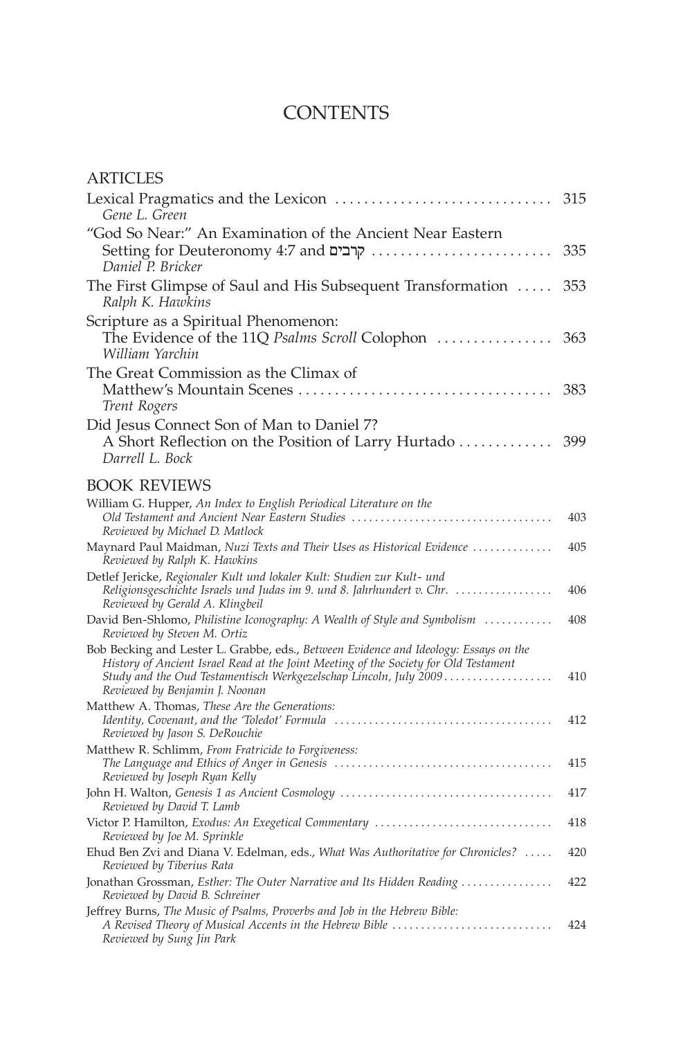# CONTENTS

## ARTICLES

Lexical Pragmatics and the Lexicon ............................... 315
*Gene L. Green*

"God So Near:" An Examination of the Ancient Near Eastern Setting for Deuteronomy 4:7 and קרבים ............................ 335
*Daniel P. Bricker*

The First Glimpse of Saul and His Subsequent Transformation ..... 353
*Ralph K. Hawkins*

Scripture as a Spiritual Phenomenon: The Evidence of the 11Q *Psalms Scroll* Colophon ................ 363
*William Yarchin*

The Great Commission as the Climax of Matthew's Mountain Scenes .................................... 383
*Trent Rogers*

Did Jesus Connect Son of Man to Daniel 7? A Short Reflection on the Position of Larry Hurtado ............. 399
*Darrell L. Bock*

## BOOK REVIEWS

William G. Hupper, *An Index to English Periodical Literature on the Old Testament and Ancient Near Eastern Studies* .................................. 403
*Reviewed by Michael D. Matlock*

Maynard Paul Maidman, *Nuzi Texts and Their Uses as Historical Evidence* .............. 405
*Reviewed by Ralph K. Hawkins*

Detlef Jericke, *Regionaler Kult und lokaler Kult: Studien zur Kult- und Religionsgeschichte Israels und Judas im 9. und 8. Jahrhundert v. Chr.* ................. 406
*Reviewed by Gerald A. Klingbeil*

David Ben-Shlomo, *Philistine Iconography: A Wealth of Style and Symbolism* ........... 408
*Reviewed by Steven M. Ortiz*

Bob Becking and Lester L. Grabbe, eds., *Between Evidence and Ideology: Essays on the History of Ancient Israel Read at the Joint Meeting of the Society for Old Testament Study and the Oud Testamentisch Werkgezelschap Lincoln, July 2009* ................... 410
*Reviewed by Benjamin J. Noonan*

Matthew A. Thomas, *These Are the Generations: Identity, Covenant, and the 'Toledot' Formula* ...................................... 412
*Reviewed by Jason S. DeRouchie*

Matthew R. Schlimm, *From Fratricide to Forgiveness: The Language and Ethics of Anger in Genesis* ...................................... 415
*Reviewed by Joseph Ryan Kelly*

John H. Walton, *Genesis 1 as Ancient Cosmology* ..................................... 417
*Reviewed by David T. Lamb*

Victor P. Hamilton, *Exodus: An Exegetical Commentary* ............................... 418
*Reviewed by Joe M. Sprinkle*

Ehud Ben Zvi and Diana V. Edelman, eds., *What Was Authoritative for Chronicles?* ..... 420
*Reviewed by Tiberius Rata*

Jonathan Grossman, *Esther: The Outer Narrative and Its Hidden Reading* ................ 422
*Reviewed by David B. Schreiner*

Jeffrey Burns, *The Music of Psalms, Proverbs and Job in the Hebrew Bible: A Revised Theory of Musical Accents in the Hebrew Bible* ............................ 424
*Reviewed by Sung Jin Park*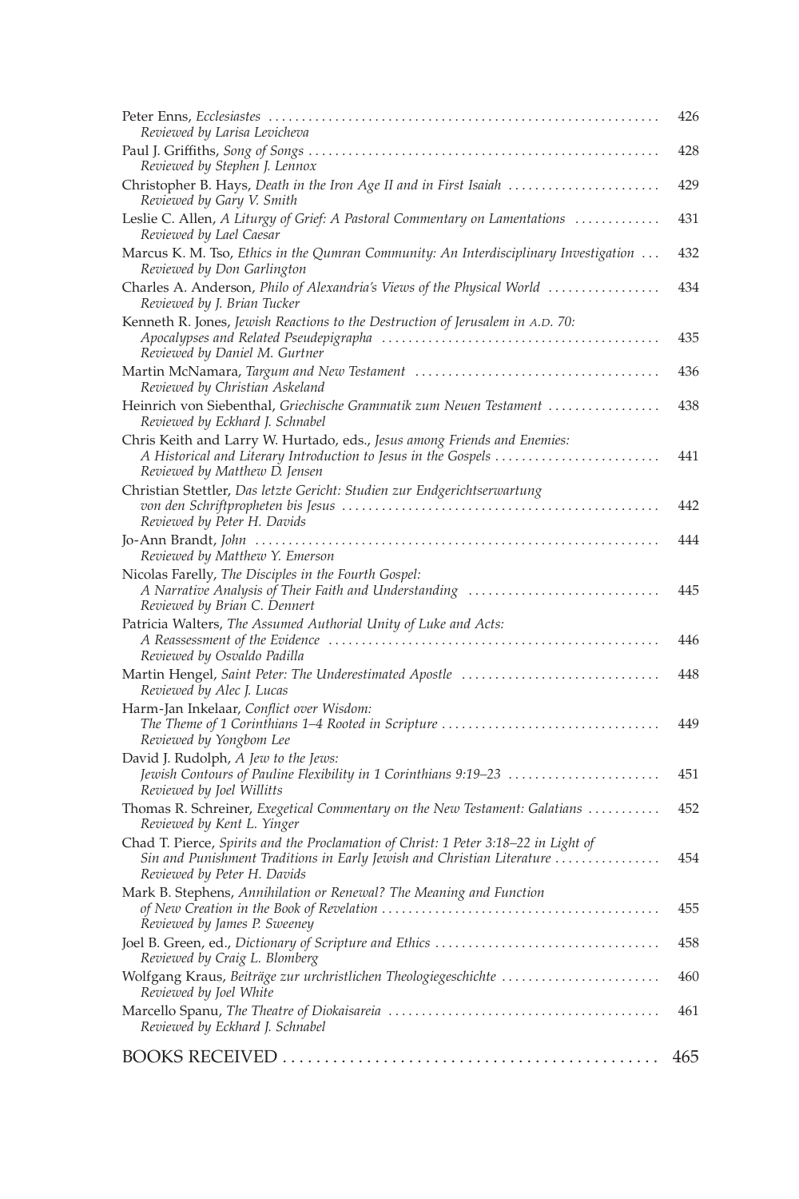Peter Enns, *Ecclesiastes* ............................................................ 426
*Reviewed by Larisa Levicheva*

Paul J. Griffiths, *Song of Songs* ............................................................ 428
*Reviewed by Stephen J. Lennox*

Christopher B. Hays, *Death in the Iron Age II and in First Isaiah* ............................................................ 429
*Reviewed by Gary V. Smith*

Leslie C. Allen, *A Liturgy of Grief: A Pastoral Commentary on Lamentations* ............................................................ 431
*Reviewed by Lael Caesar*

Marcus K. M. Tso, *Ethics in the Qumran Community: An Interdisciplinary Investigation* ... 432
*Reviewed by Don Garlington*

Charles A. Anderson, *Philo of Alexandria's Views of the Physical World* ............................................................ 434
*Reviewed by J. Brian Tucker*

Kenneth R. Jones, *Jewish Reactions to the Destruction of Jerusalem in A.D. 70: Apocalypses and Related Pseudepigrapha* ............................................................ 435
*Reviewed by Daniel M. Gurtner*

Martin McNamara, *Targum and New Testament* ............................................................ 436
*Reviewed by Christian Askeland*

Heinrich von Siebenthal, *Griechische Grammatik zum Neuen Testament* ............................................................ 438
*Reviewed by Eckhard J. Schnabel*

Chris Keith and Larry W. Hurtado, eds., *Jesus among Friends and Enemies: A Historical and Literary Introduction to Jesus in the Gospels* ............................................................ 441
*Reviewed by Matthew D. Jensen*

Christian Stettler, *Das letzte Gericht: Studien zur Endgerichtserwartung von den Schriftpropheten bis Jesus* ............................................................ 442
*Reviewed by Peter H. Davids*

Jo-Ann Brandt, *John* ............................................................ 444
*Reviewed by Matthew Y. Emerson*

Nicolas Farelly, *The Disciples in the Fourth Gospel: A Narrative Analysis of Their Faith and Understanding* ............................................................ 445
*Reviewed by Brian C. Dennert*

Patricia Walters, *The Assumed Authorial Unity of Luke and Acts: A Reassessment of the Evidence* ............................................................ 446
*Reviewed by Osvaldo Padilla*

Martin Hengel, *Saint Peter: The Underestimated Apostle* ............................................................ 448
*Reviewed by Alec J. Lucas*

Harm-Jan Inkelaar, *Conflict over Wisdom: The Theme of 1 Corinthians 1–4 Rooted in Scripture* ............................................................ 449
*Reviewed by Yongbom Lee*

David J. Rudolph, *A Jew to the Jews: Jewish Contours of Pauline Flexibility in 1 Corinthians 9:19–23* ............................................................ 451
*Reviewed by Joel Willitts*

Thomas R. Schreiner, *Exegetical Commentary on the New Testament: Galatians* ............................................................ 452
*Reviewed by Kent L. Yinger*

Chad T. Pierce, *Spirits and the Proclamation of Christ: 1 Peter 3:18–22 in Light of Sin and Punishment Traditions in Early Jewish and Christian Literature* ............................................................ 454
*Reviewed by Peter H. Davids*

Mark B. Stephens, *Annihilation or Renewal? The Meaning and Function of New Creation in the Book of Revelation* ............................................................ 455
*Reviewed by James P. Sweeney*

Joel B. Green, ed., *Dictionary of Scripture and Ethics* ............................................................ 458
*Reviewed by Craig L. Blomberg*

Wolfgang Kraus, *Beiträge zur urchristlichen Theologiegeschichte* ............................................................ 460
*Reviewed by Joel White*

Marcello Spanu, *The Theatre of Diokaisareia* ............................................................ 461
*Reviewed by Eckhard J. Schnabel*

BOOKS RECEIVED ............................................................ 465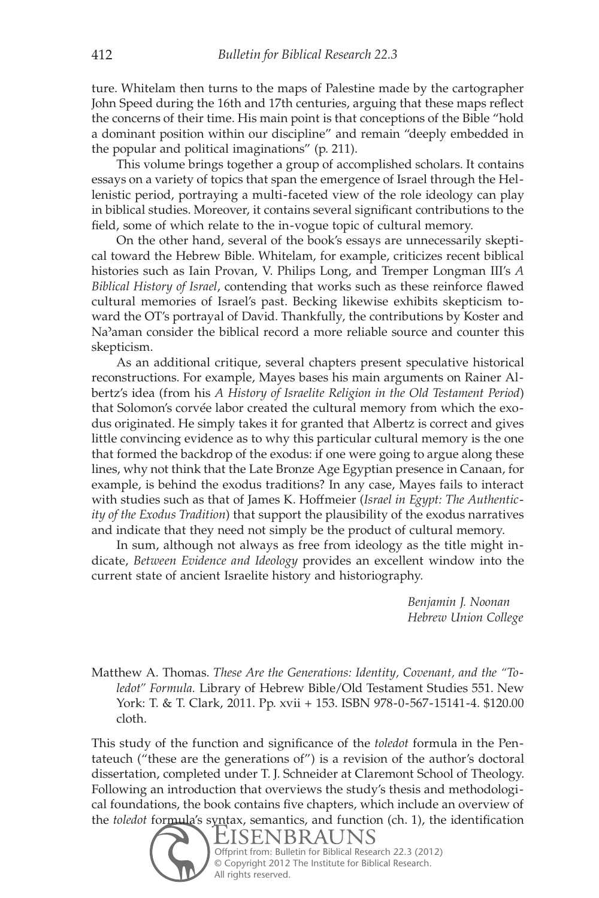ture. Whitelam then turns to the maps of Palestine made by the cartographer John Speed during the 16th and 17th centuries, arguing that these maps reflect the concerns of their time. His main point is that conceptions of the Bible "hold a dominant position within our discipline" and remain "deeply embedded in the popular and political imaginations" (p. 211).

This volume brings together a group of accomplished scholars. It contains essays on a variety of topics that span the emergence of Israel through the Hellenistic period, portraying a multi-faceted view of the role ideology can play in biblical studies. Moreover, it contains several significant contributions to the field, some of which relate to the in-vogue topic of cultural memory.

On the other hand, several of the book's essays are unnecessarily skeptical toward the Hebrew Bible. Whitelam, for example, criticizes recent biblical histories such as Iain Provan, V. Philips Long, and Tremper Longman III's *A Biblical History of Israel*, contending that works such as these reinforce flawed cultural memories of Israel's past. Becking likewise exhibits skepticism toward the OT's portrayal of David. Thankfully, the contributions by Koster and Na'aman consider the biblical record a more reliable source and counter this skepticism.

As an additional critique, several chapters present speculative historical reconstructions. For example, Mayes bases his main arguments on Rainer Albertz's idea (from his *A History of Israelite Religion in the Old Testament Period*) that Solomon's corvée labor created the cultural memory from which the exodus originated. He simply takes it for granted that Albertz is correct and gives little convincing evidence as to why this particular cultural memory is the one that formed the backdrop of the exodus: if one were going to argue along these lines, why not think that the Late Bronze Age Egyptian presence in Canaan, for example, is behind the exodus traditions? In any case, Mayes fails to interact with studies such as that of James K. Hoffmeier (*Israel in Egypt: The Authenticity of the Exodus Tradition*) that support the plausibility of the exodus narratives and indicate that they need not simply be the product of cultural memory.

In sum, although not always as free from ideology as the title might indicate, *Between Evidence and Ideology* provides an excellent window into the current state of ancient Israelite history and historiography.

*Benjamin J. Noonan*
*Hebrew Union College*

Matthew A. Thomas. *These Are the Generations: Identity, Covenant, and the "Toledot" Formula.* Library of Hebrew Bible/Old Testament Studies 551. New York: T. & T. Clark, 2011. Pp. xvii + 153. ISBN 978-0-567-15141-4. $120.00 cloth.

This study of the function and significance of the *toledot* formula in the Pentateuch ("these are the generations of") is a revision of the author's doctoral dissertation, completed under T. J. Schneider at Claremont School of Theology. Following an introduction that overviews the study's thesis and methodological foundations, the book contains five chapters, which include an overview of the *toledot* formula's syntax, semantics, and function (ch. 1), the identification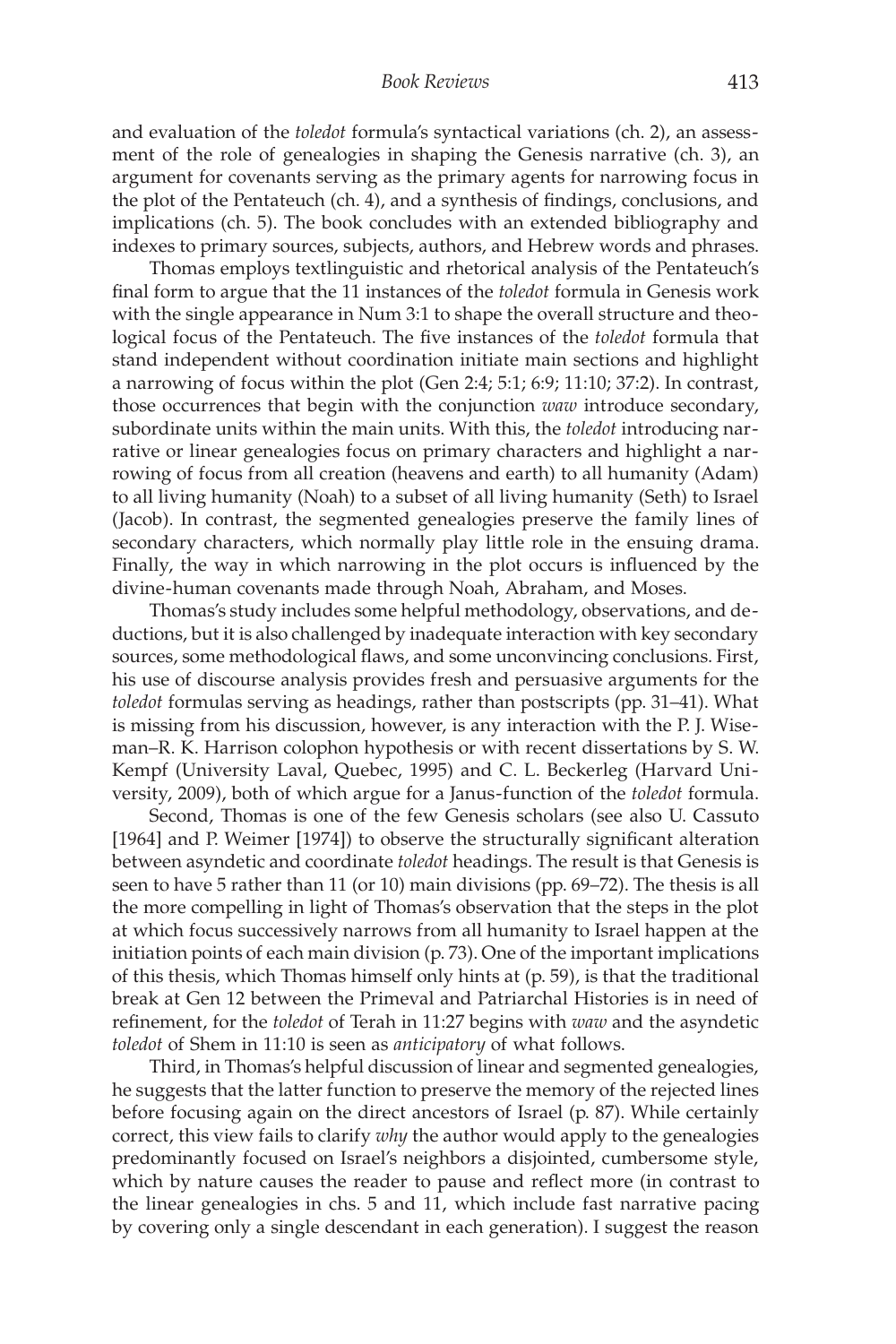and evaluation of the *toledot* formula's syntactical variations (ch. 2), an assessment of the role of genealogies in shaping the Genesis narrative (ch. 3), an argument for covenants serving as the primary agents for narrowing focus in the plot of the Pentateuch (ch. 4), and a synthesis of findings, conclusions, and implications (ch. 5). The book concludes with an extended bibliography and indexes to primary sources, subjects, authors, and Hebrew words and phrases.

Thomas employs textlinguistic and rhetorical analysis of the Pentateuch's final form to argue that the 11 instances of the *toledot* formula in Genesis work with the single appearance in Num 3:1 to shape the overall structure and theological focus of the Pentateuch. The five instances of the *toledot* formula that stand independent without coordination initiate main sections and highlight a narrowing of focus within the plot (Gen 2:4; 5:1; 6:9; 11:10; 37:2). In contrast, those occurrences that begin with the conjunction *waw* introduce secondary, subordinate units within the main units. With this, the *toledot* introducing narrative or linear genealogies focus on primary characters and highlight a narrowing of focus from all creation (heavens and earth) to all humanity (Adam) to all living humanity (Noah) to a subset of all living humanity (Seth) to Israel (Jacob). In contrast, the segmented genealogies preserve the family lines of secondary characters, which normally play little role in the ensuing drama. Finally, the way in which narrowing in the plot occurs is influenced by the divine-human covenants made through Noah, Abraham, and Moses.

Thomas's study includes some helpful methodology, observations, and deductions, but it is also challenged by inadequate interaction with key secondary sources, some methodological flaws, and some unconvincing conclusions. First, his use of discourse analysis provides fresh and persuasive arguments for the *toledot* formulas serving as headings, rather than postscripts (pp. 31–41). What is missing from his discussion, however, is any interaction with the P. J. Wiseman–R. K. Harrison colophon hypothesis or with recent dissertations by S. W. Kempf (University Laval, Quebec, 1995) and C. L. Beckerleg (Harvard University, 2009), both of which argue for a Janus-function of the *toledot* formula.

Second, Thomas is one of the few Genesis scholars (see also U. Cassuto [1964] and P. Weimer [1974]) to observe the structurally significant alteration between asyndetic and coordinate *toledot* headings. The result is that Genesis is seen to have 5 rather than 11 (or 10) main divisions (pp. 69–72). The thesis is all the more compelling in light of Thomas's observation that the steps in the plot at which focus successively narrows from all humanity to Israel happen at the initiation points of each main division (p. 73). One of the important implications of this thesis, which Thomas himself only hints at (p. 59), is that the traditional break at Gen 12 between the Primeval and Patriarchal Histories is in need of refinement, for the *toledot* of Terah in 11:27 begins with *waw* and the asyndetic *toledot* of Shem in 11:10 is seen as *anticipatory* of what follows.

Third, in Thomas's helpful discussion of linear and segmented genealogies, he suggests that the latter function to preserve the memory of the rejected lines before focusing again on the direct ancestors of Israel (p. 87). While certainly correct, this view fails to clarify *why* the author would apply to the genealogies predominantly focused on Israel's neighbors a disjointed, cumbersome style, which by nature causes the reader to pause and reflect more (in contrast to the linear genealogies in chs. 5 and 11, which include fast narrative pacing by covering only a single descendant in each generation). I suggest the reason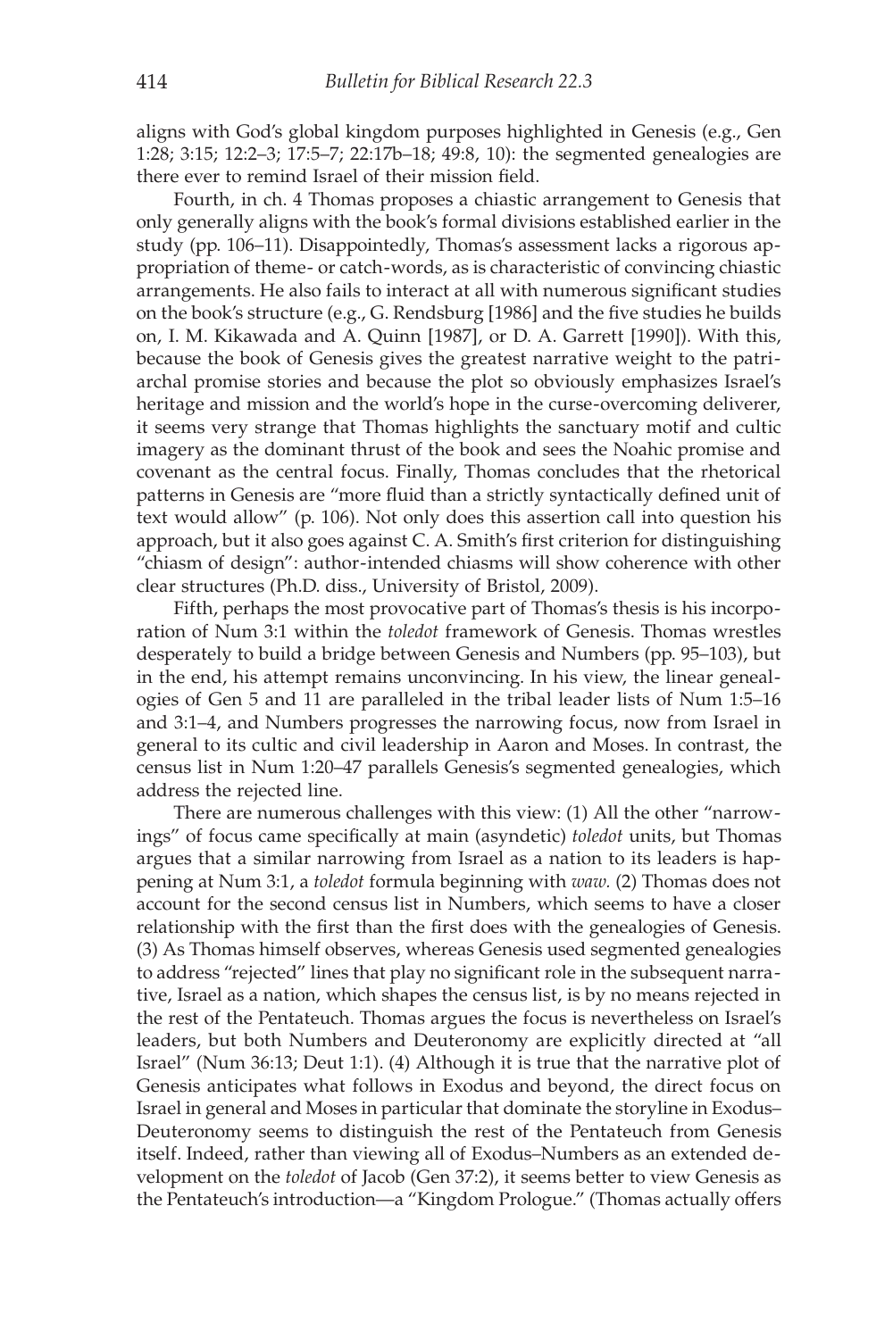aligns with God's global kingdom purposes highlighted in Genesis (e.g., Gen 1:28; 3:15; 12:2–3; 17:5–7; 22:17b–18; 49:8, 10): the segmented genealogies are there ever to remind Israel of their mission field.

Fourth, in ch. 4 Thomas proposes a chiastic arrangement to Genesis that only generally aligns with the book's formal divisions established earlier in the study (pp. 106–11). Disappointedly, Thomas's assessment lacks a rigorous appropriation of theme- or catch-words, as is characteristic of convincing chiastic arrangements. He also fails to interact at all with numerous significant studies on the book's structure (e.g., G. Rendsburg [1986] and the five studies he builds on, I. M. Kikawada and A. Quinn [1987], or D. A. Garrett [1990]). With this, because the book of Genesis gives the greatest narrative weight to the patriarchal promise stories and because the plot so obviously emphasizes Israel's heritage and mission and the world's hope in the curse-overcoming deliverer, it seems very strange that Thomas highlights the sanctuary motif and cultic imagery as the dominant thrust of the book and sees the Noahic promise and covenant as the central focus. Finally, Thomas concludes that the rhetorical patterns in Genesis are "more fluid than a strictly syntactically defined unit of text would allow" (p. 106). Not only does this assertion call into question his approach, but it also goes against C. A. Smith's first criterion for distinguishing "chiasm of design": author-intended chiasms will show coherence with other clear structures (Ph.D. diss., University of Bristol, 2009).

Fifth, perhaps the most provocative part of Thomas's thesis is his incorporation of Num 3:1 within the *toledot* framework of Genesis. Thomas wrestles desperately to build a bridge between Genesis and Numbers (pp. 95–103), but in the end, his attempt remains unconvincing. In his view, the linear genealogies of Gen 5 and 11 are paralleled in the tribal leader lists of Num 1:5–16 and 3:1–4, and Numbers progresses the narrowing focus, now from Israel in general to its cultic and civil leadership in Aaron and Moses. In contrast, the census list in Num 1:20–47 parallels Genesis's segmented genealogies, which address the rejected line.

There are numerous challenges with this view: (1) All the other "narrowings" of focus came specifically at main (asyndetic) *toledot* units, but Thomas argues that a similar narrowing from Israel as a nation to its leaders is happening at Num 3:1, a *toledot* formula beginning with *waw*. (2) Thomas does not account for the second census list in Numbers, which seems to have a closer relationship with the first than the first does with the genealogies of Genesis. (3) As Thomas himself observes, whereas Genesis used segmented genealogies to address "rejected" lines that play no significant role in the subsequent narrative, Israel as a nation, which shapes the census list, is by no means rejected in the rest of the Pentateuch. Thomas argues the focus is nevertheless on Israel's leaders, but both Numbers and Deuteronomy are explicitly directed at "all Israel" (Num 36:13; Deut 1:1). (4) Although it is true that the narrative plot of Genesis anticipates what follows in Exodus and beyond, the direct focus on Israel in general and Moses in particular that dominate the storyline in Exodus–Deuteronomy seems to distinguish the rest of the Pentateuch from Genesis itself. Indeed, rather than viewing all of Exodus–Numbers as an extended development on the *toledot* of Jacob (Gen 37:2), it seems better to view Genesis as the Pentateuch's introduction—a "Kingdom Prologue." (Thomas actually offers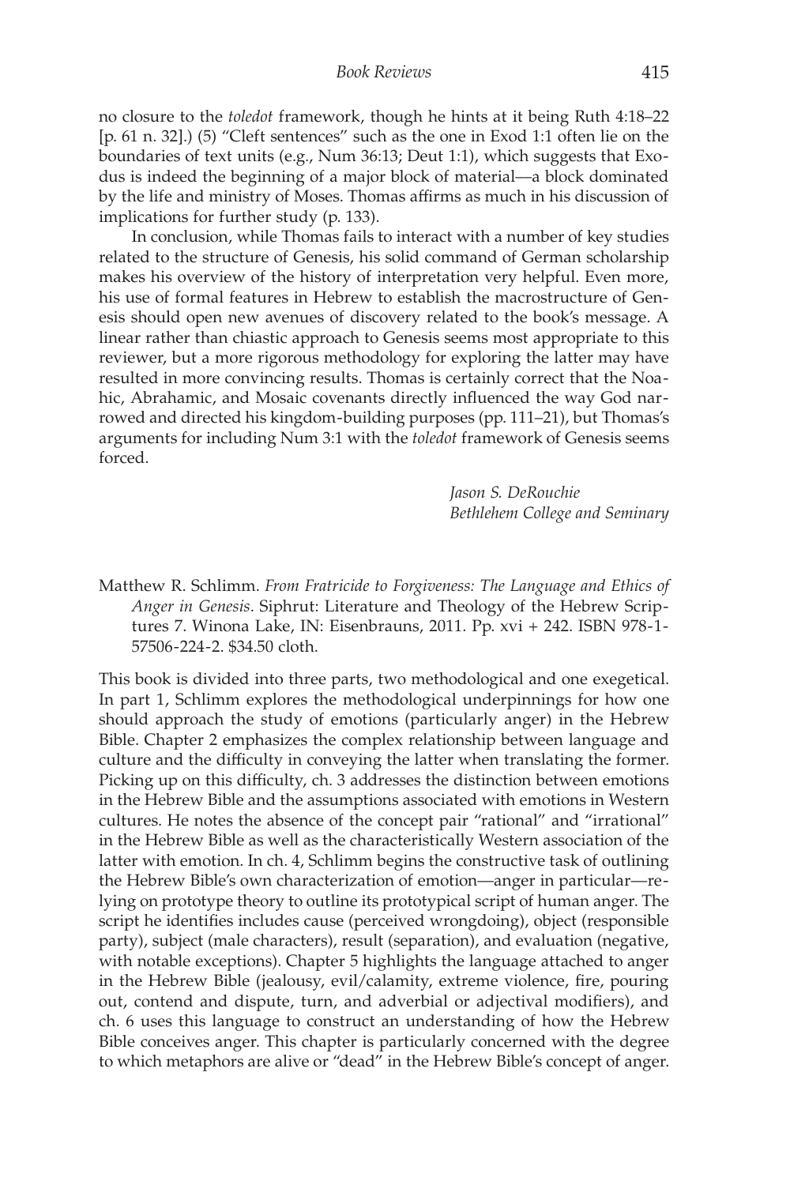no closure to the *toledot* framework, though he hints at it being Ruth 4:18–22 [p. 61 n. 32].) (5) "Cleft sentences" such as the one in Exod 1:1 often lie on the boundaries of text units (e.g., Num 36:13; Deut 1:1), which suggests that Exodus is indeed the beginning of a major block of material—a block dominated by the life and ministry of Moses. Thomas affirms as much in his discussion of implications for further study (p. 133).

In conclusion, while Thomas fails to interact with a number of key studies related to the structure of Genesis, his solid command of German scholarship makes his overview of the history of interpretation very helpful. Even more, his use of formal features in Hebrew to establish the macrostructure of Genesis should open new avenues of discovery related to the book's message. A linear rather than chiastic approach to Genesis seems most appropriate to this reviewer, but a more rigorous methodology for exploring the latter may have resulted in more convincing results. Thomas is certainly correct that the Noahic, Abrahamic, and Mosaic covenants directly influenced the way God narrowed and directed his kingdom-building purposes (pp. 111–21), but Thomas's arguments for including Num 3:1 with the *toledot* framework of Genesis seems forced.

*Jason S. DeRouchie*
*Bethlehem College and Seminary*

Matthew R. Schlimm. *From Fratricide to Forgiveness: The Language and Ethics of Anger in Genesis*. Siphrut: Literature and Theology of the Hebrew Scriptures 7. Winona Lake, IN: Eisenbrauns, 2011. Pp. xvi + 242. ISBN 978-1-57506-224-2. $34.50 cloth.

This book is divided into three parts, two methodological and one exegetical. In part 1, Schlimm explores the methodological underpinnings for how one should approach the study of emotions (particularly anger) in the Hebrew Bible. Chapter 2 emphasizes the complex relationship between language and culture and the difficulty in conveying the latter when translating the former. Picking up on this difficulty, ch. 3 addresses the distinction between emotions in the Hebrew Bible and the assumptions associated with emotions in Western cultures. He notes the absence of the concept pair "rational" and "irrational" in the Hebrew Bible as well as the characteristically Western association of the latter with emotion. In ch. 4, Schlimm begins the constructive task of outlining the Hebrew Bible's own characterization of emotion—anger in particular—relying on prototype theory to outline its prototypical script of human anger. The script he identifies includes cause (perceived wrongdoing), object (responsible party), subject (male characters), result (separation), and evaluation (negative, with notable exceptions). Chapter 5 highlights the language attached to anger in the Hebrew Bible (jealousy, evil/calamity, extreme violence, fire, pouring out, contend and dispute, turn, and adverbial or adjectival modifiers), and ch. 6 uses this language to construct an understanding of how the Hebrew Bible conceives anger. This chapter is particularly concerned with the degree to which metaphors are alive or "dead" in the Hebrew Bible's concept of anger.